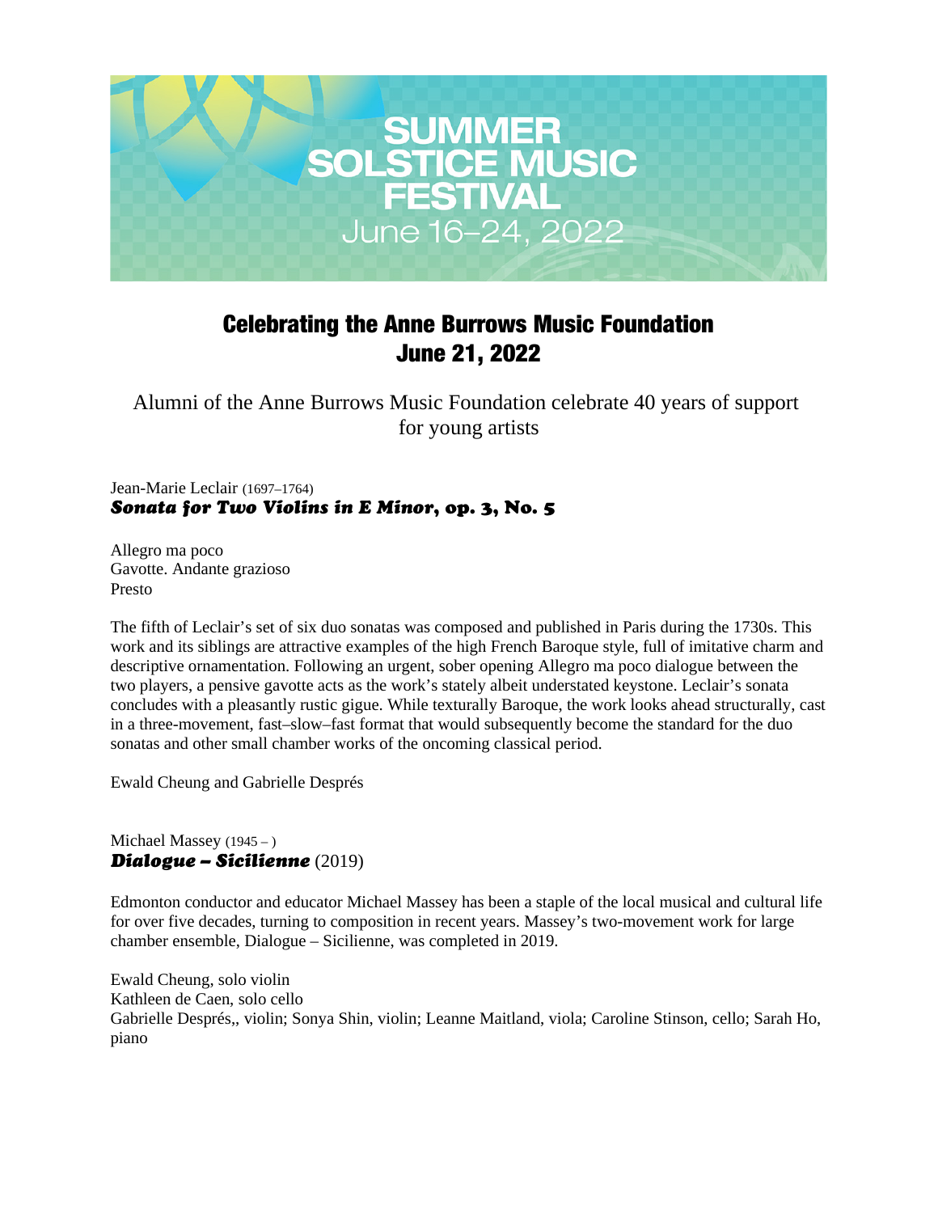# SUMMER SOLSTICE MUSIC FESTIVAL
June 16–24, 2022

## Celebrating the Anne Burrows Music Foundation
## June 21, 2022

Alumni of the Anne Burrows Music Foundation celebrate 40 years of support for young artists

Jean-Marie Leclair (1697–1764)
***Sonata for Two Violins in E Minor*, op. 3, No. 5**

Allegro ma poco
Gavotte. Andante grazioso
Presto

The fifth of Leclair's set of six duo sonatas was composed and published in Paris during the 1730s. This work and its siblings are attractive examples of the high French Baroque style, full of imitative charm and descriptive ornamentation. Following an urgent, sober opening Allegro ma poco dialogue between the two players, a pensive gavotte acts as the work's stately albeit understated keystone. Leclair's sonata concludes with a pleasantly rustic gigue. While texturally Baroque, the work looks ahead structurally, cast in a three-movement, fast–slow–fast format that would subsequently become the standard for the duo sonatas and other small chamber works of the oncoming classical period.

Ewald Cheung and Gabrielle Després

Michael Massey (1945 – )
***Dialogue – Sicilienne*** (2019)

Edmonton conductor and educator Michael Massey has been a staple of the local musical and cultural life for over five decades, turning to composition in recent years. Massey's two-movement work for large chamber ensemble, Dialogue – Sicilienne, was completed in 2019.

Ewald Cheung, solo violin
Kathleen de Caen, solo cello
Gabrielle Després,, violin; Sonya Shin, violin; Leanne Maitland, viola; Caroline Stinson, cello; Sarah Ho, piano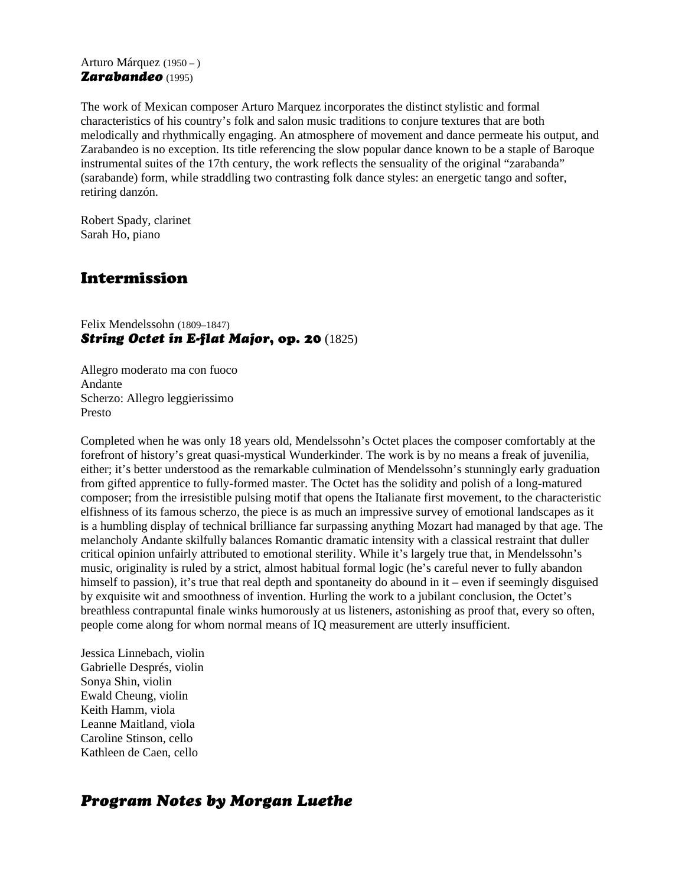Arturo Márquez (1950 – )
***Zarabandeo*** (1995)

The work of Mexican composer Arturo Marquez incorporates the distinct stylistic and formal characteristics of his country's folk and salon music traditions to conjure textures that are both melodically and rhythmically engaging. An atmosphere of movement and dance permeate his output, and Zarabandeo is no exception. Its title referencing the slow popular dance known to be a staple of Baroque instrumental suites of the 17th century, the work reflects the sensuality of the original "zarabanda" (sarabande) form, while straddling two contrasting folk dance styles: an energetic tango and softer, retiring danzón.

Robert Spady, clarinet
Sarah Ho, piano

## Intermission

Felix Mendelssohn (1809–1847)
***String Octet in E-flat Major*, op. 20** (1825)

Allegro moderato ma con fuoco
Andante
Scherzo: Allegro leggierissimo
Presto

Completed when he was only 18 years old, Mendelssohn's Octet places the composer comfortably at the forefront of history's great quasi-mystical Wunderkinder. The work is by no means a freak of juvenilia, either; it's better understood as the remarkable culmination of Mendelssohn's stunningly early graduation from gifted apprentice to fully-formed master. The Octet has the solidity and polish of a long-matured composer; from the irresistible pulsing motif that opens the Italianate first movement, to the characteristic elfishness of its famous scherzo, the piece is as much an impressive survey of emotional landscapes as it is a humbling display of technical brilliance far surpassing anything Mozart had managed by that age. The melancholy Andante skilfully balances Romantic dramatic intensity with a classical restraint that duller critical opinion unfairly attributed to emotional sterility. While it's largely true that, in Mendelssohn's music, originality is ruled by a strict, almost habitual formal logic (he's careful never to fully abandon himself to passion), it's true that real depth and spontaneity do abound in it – even if seemingly disguised by exquisite wit and smoothness of invention. Hurling the work to a jubilant conclusion, the Octet's breathless contrapuntal finale winks humorously at us listeners, astonishing as proof that, every so often, people come along for whom normal means of IQ measurement are utterly insufficient.

Jessica Linnebach, violin
Gabrielle Després, violin
Sonya Shin, violin
Ewald Cheung, violin
Keith Hamm, viola
Leanne Maitland, viola
Caroline Stinson, cello
Kathleen de Caen, cello

## *Program Notes by Morgan Luethe*